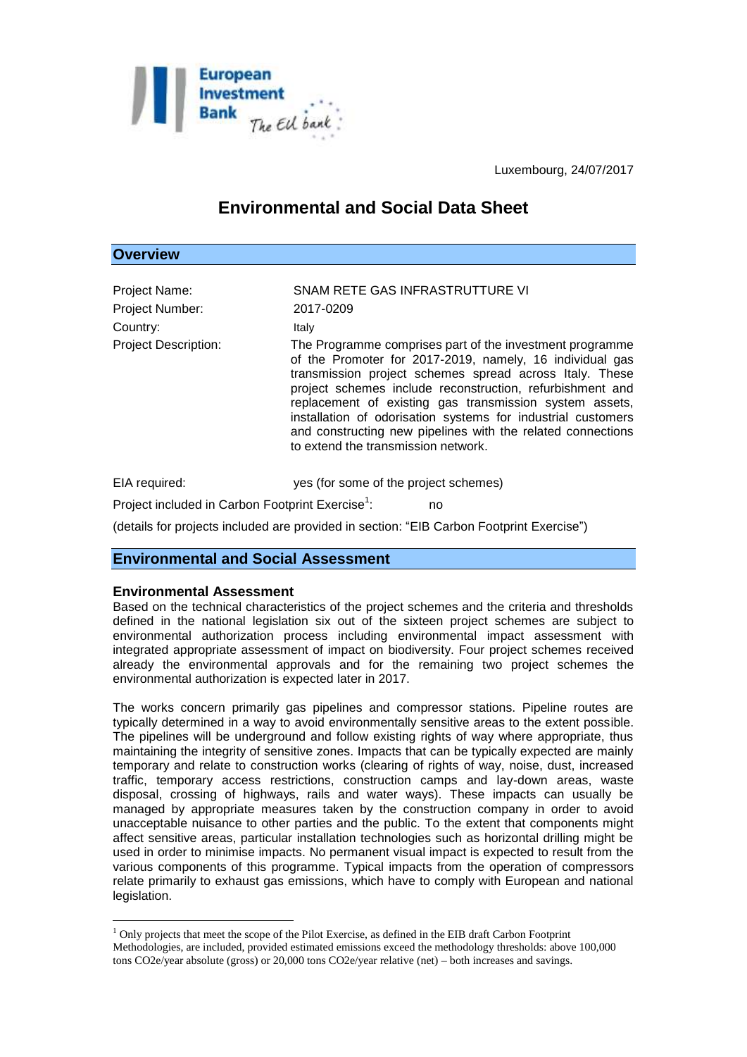Luxembourg, 24/07/2017

# Environmental and Social Data Sheet

## Overview

| | |
|---|---|
| Project Name: | SNAM RETE GAS INFRASTRUTTURE VI |
| Project Number: | 2017-0209 |
| Country: | Italy |
| Project Description: | The Programme comprises part of the investment programme of the Promoter for 2017-2019, namely, 16 individual gas transmission project schemes spread across Italy. These project schemes include reconstruction, refurbishment and replacement of existing gas transmission system assets, installation of odorisation systems for industrial customers and constructing new pipelines with the related connections to extend the transmission network. |

EIA required: yes (for some of the project schemes)

Project included in Carbon Footprint Exercise[1]: no

(details for projects included are provided in section: "EIB Carbon Footprint Exercise")

## Environmental and Social Assessment

### Environmental Assessment

Based on the technical characteristics of the project schemes and the criteria and thresholds defined in the national legislation six out of the sixteen project schemes are subject to environmental authorization process including environmental impact assessment with integrated appropriate assessment of impact on biodiversity. Four project schemes received already the environmental approvals and for the remaining two project schemes the environmental authorization is expected later in 2017.

The works concern primarily gas pipelines and compressor stations. Pipeline routes are typically determined in a way to avoid environmentally sensitive areas to the extent possible. The pipelines will be underground and follow existing rights of way where appropriate, thus maintaining the integrity of sensitive zones. Impacts that can be typically expected are mainly temporary and relate to construction works (clearing of rights of way, noise, dust, increased traffic, temporary access restrictions, construction camps and lay-down areas, waste disposal, crossing of highways, rails and water ways). These impacts can usually be managed by appropriate measures taken by the construction company in order to avoid unacceptable nuisance to other parties and the public. To the extent that components might affect sensitive areas, particular installation technologies such as horizontal drilling might be used in order to minimise impacts. No permanent visual impact is expected to result from the various components of this programme. Typical impacts from the operation of compressors relate primarily to exhaust gas emissions, which have to comply with European and national legislation.

---

[1] Only projects that meet the scope of the Pilot Exercise, as defined in the EIB draft Carbon Footprint Methodologies, are included, provided estimated emissions exceed the methodology thresholds: above 100,000 tons CO2e/year absolute (gross) or 20,000 tons CO2e/year relative (net) – both increases and savings.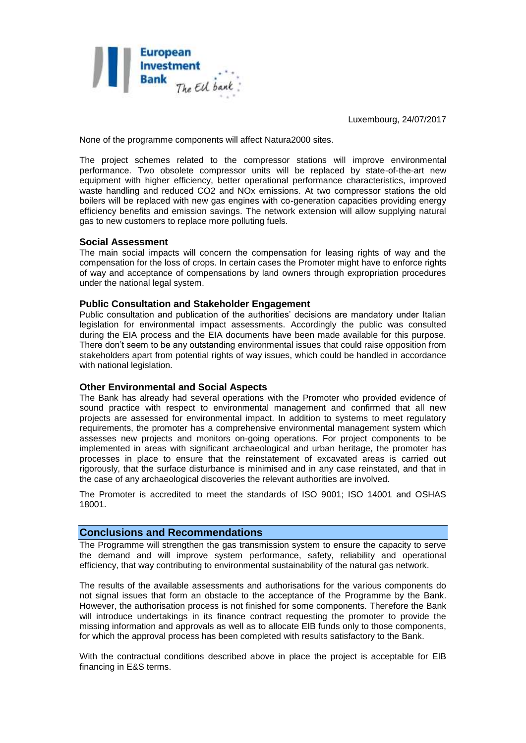Luxembourg, 24/07/2017

None of the programme components will affect Natura2000 sites.

The project schemes related to the compressor stations will improve environmental performance. Two obsolete compressor units will be replaced by state-of-the-art new equipment with higher efficiency, better operational performance characteristics, improved waste handling and reduced $CO_2$ and $NO_x$ emissions. At two compressor stations the old boilers will be replaced with new gas engines with co-generation capacities providing energy efficiency benefits and emission savings. The network extension will allow supplying natural gas to new customers to replace more polluting fuels.

### Social Assessment

The main social impacts will concern the compensation for leasing rights of way and the compensation for the loss of crops. In certain cases the Promoter might have to enforce rights of way and acceptance of compensations by land owners through expropriation procedures under the national legal system.

### Public Consultation and Stakeholder Engagement

Public consultation and publication of the authorities' decisions are mandatory under Italian legislation for environmental impact assessments. Accordingly the public was consulted during the EIA process and the EIA documents have been made available for this purpose. There don't seem to be any outstanding environmental issues that could raise opposition from stakeholders apart from potential rights of way issues, which could be handled in accordance with national legislation.

### Other Environmental and Social Aspects

The Bank has already had several operations with the Promoter who provided evidence of sound practice with respect to environmental management and confirmed that all new projects are assessed for environmental impact. In addition to systems to meet regulatory requirements, the promoter has a comprehensive environmental management system which assesses new projects and monitors on-going operations. For project components to be implemented in areas with significant archaeological and urban heritage, the promoter has processes in place to ensure that the reinstatement of excavated areas is carried out rigorously, that the surface disturbance is minimised and in any case reinstated, and that in the case of any archaeological discoveries the relevant authorities are involved.

The Promoter is accredited to meet the standards of ISO 9001; ISO 14001 and OSHAS 18001.

## Conclusions and Recommendations

The Programme will strengthen the gas transmission system to ensure the capacity to serve the demand and will improve system performance, safety, reliability and operational efficiency, that way contributing to environmental sustainability of the natural gas network.

The results of the available assessments and authorisations for the various components do not signal issues that form an obstacle to the acceptance of the Programme by the Bank. However, the authorisation process is not finished for some components. Therefore the Bank will introduce undertakings in its finance contract requesting the promoter to provide the missing information and approvals as well as to allocate EIB funds only to those components, for which the approval process has been completed with results satisfactory to the Bank.

With the contractual conditions described above in place the project is acceptable for EIB financing in E&S terms.